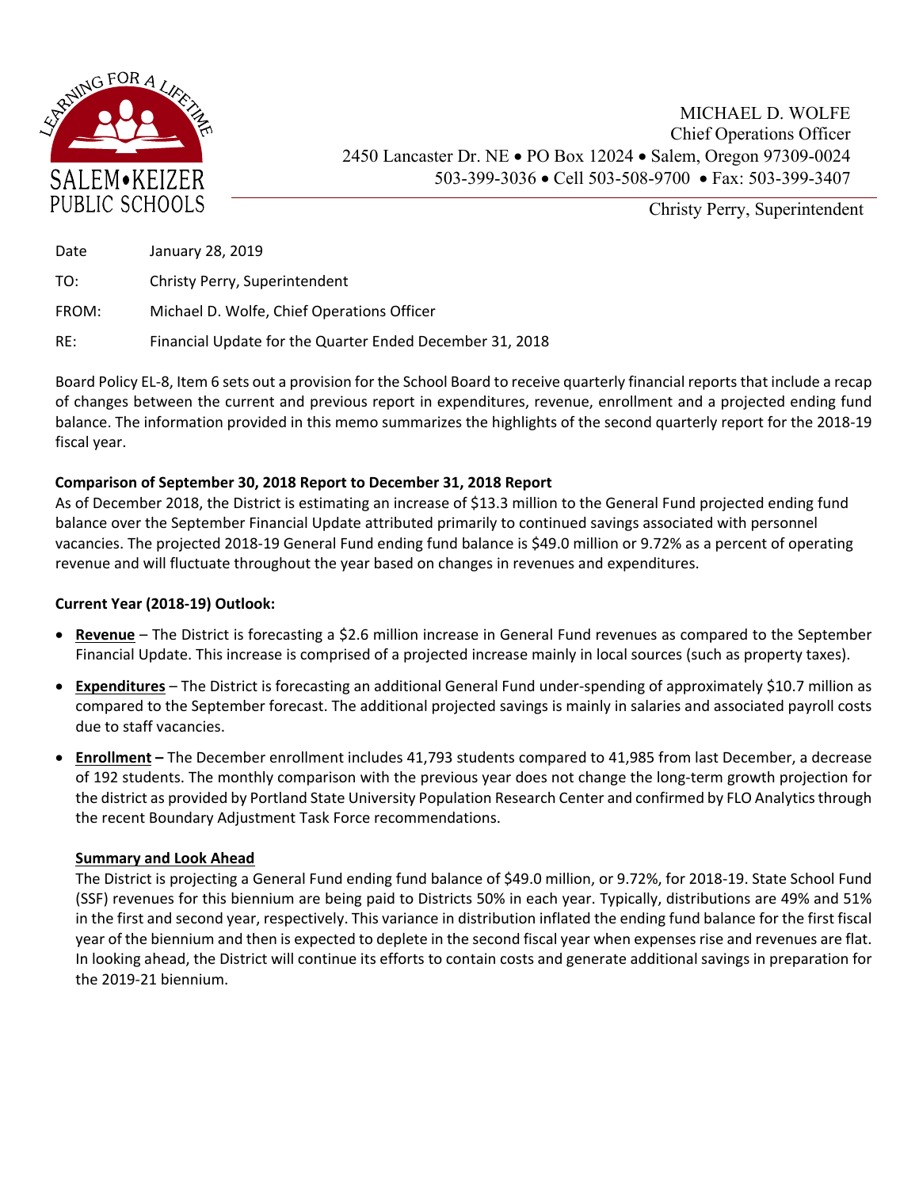SALEM•KEIZER PUBLIC SCHOOLS

LEARNING FOR A LIFETIME

MICHAEL D. WOLFE
Chief Operations Officer
2450 Lancaster Dr. NE • PO Box 12024 • Salem, Oregon 97309-0024
503-399-3036 • Cell 503-508-9700 • Fax: 503-399-3407

Christy Perry, Superintendent

| | |
|---|---|
| Date | January 28, 2019 |
| TO: | Christy Perry, Superintendent |
| FROM: | Michael D. Wolfe, Chief Operations Officer |
| RE: | Financial Update for the Quarter Ended December 31, 2018 |

Board Policy EL-8, Item 6 sets out a provision for the School Board to receive quarterly financial reports that include a recap of changes between the current and previous report in expenditures, revenue, enrollment and a projected ending fund balance. The information provided in this memo summarizes the highlights of the second quarterly report for the 2018-19 fiscal year.

**Comparison of September 30, 2018 Report to December 31, 2018 Report**

As of December 2018, the District is estimating an increase of $13.3 million to the General Fund projected ending fund balance over the September Financial Update attributed primarily to continued savings associated with personnel vacancies. The projected 2018-19 General Fund ending fund balance is $49.0 million or 9.72% as a percent of operating revenue and will fluctuate throughout the year based on changes in revenues and expenditures.

**Current Year (2018-19) Outlook:**

- **Revenue** – The District is forecasting a $2.6 million increase in General Fund revenues as compared to the September Financial Update. This increase is comprised of a projected increase mainly in local sources (such as property taxes).
- **Expenditures** – The District is forecasting an additional General Fund under-spending of approximately $10.7 million as compared to the September forecast. The additional projected savings is mainly in salaries and associated payroll costs due to staff vacancies.
- **Enrollment –** The December enrollment includes 41,793 students compared to 41,985 from last December, a decrease of 192 students. The monthly comparison with the previous year does not change the long-term growth projection for the district as provided by Portland State University Population Research Center and confirmed by FLO Analytics through the recent Boundary Adjustment Task Force recommendations.

**Summary and Look Ahead**

The District is projecting a General Fund ending fund balance of $49.0 million, or 9.72%, for 2018-19. State School Fund (SSF) revenues for this biennium are being paid to Districts 50% in each year. Typically, distributions are 49% and 51% in the first and second year, respectively. This variance in distribution inflated the ending fund balance for the first fiscal year of the biennium and then is expected to deplete in the second fiscal year when expenses rise and revenues are flat. In looking ahead, the District will continue its efforts to contain costs and generate additional savings in preparation for the 2019-21 biennium.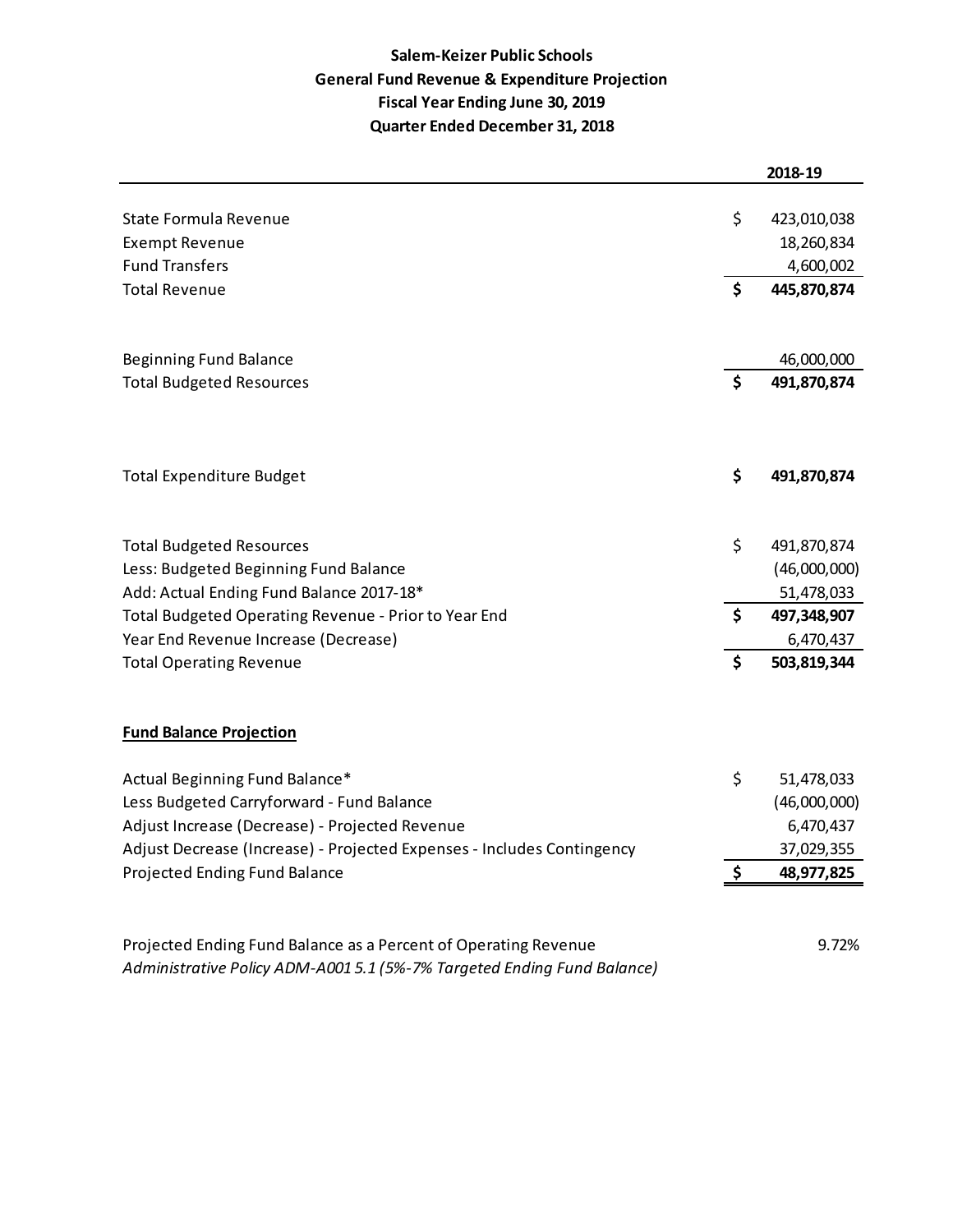**Salem-Keizer Public Schools**
**General Fund Revenue & Expenditure Projection**
**Fiscal Year Ending June 30, 2019**
**Quarter Ended December 31, 2018**

| | | **2018-19** |
|---|---|---|
| State Formula Revenue | $ | 423,010,038 |
| Exempt Revenue | | 18,260,834 |
| Fund Transfers | | 4,600,002 |
| Total Revenue | **$** | **445,870,874** |
| | | |
| Beginning Fund Balance | | 46,000,000 |
| Total Budgeted Resources | **$** | **491,870,874** |
| | | |
| Total Expenditure Budget | **$** | **491,870,874** |
| | | |
| Total Budgeted Resources | $ | 491,870,874 |
| Less: Budgeted Beginning Fund Balance | | (46,000,000) |
| Add: Actual Ending Fund Balance 2017-18* | | 51,478,033 |
| Total Budgeted Operating Revenue - Prior to Year End | **$** | **497,348,907** |
| Year End Revenue Increase (Decrease) | | 6,470,437 |
| Total Operating Revenue | **$** | **503,819,344** |

**Fund Balance Projection**

| | | |
|---|---|---|
| Actual Beginning Fund Balance* | $ | 51,478,033 |
| Less Budgeted Carryforward - Fund Balance | | (46,000,000) |
| Adjust Increase (Decrease) - Projected Revenue | | 6,470,437 |
| Adjust Decrease (Increase) - Projected Expenses - Includes Contingency | | 37,029,355 |
| Projected Ending Fund Balance | **$** | **48,977,825** |

| | |
|---|---|
| Projected Ending Fund Balance as a Percent of Operating Revenue | 9.72% |
| *Administrative Policy ADM-A001 5.1 (5%-7% Targeted Ending Fund Balance)* | |